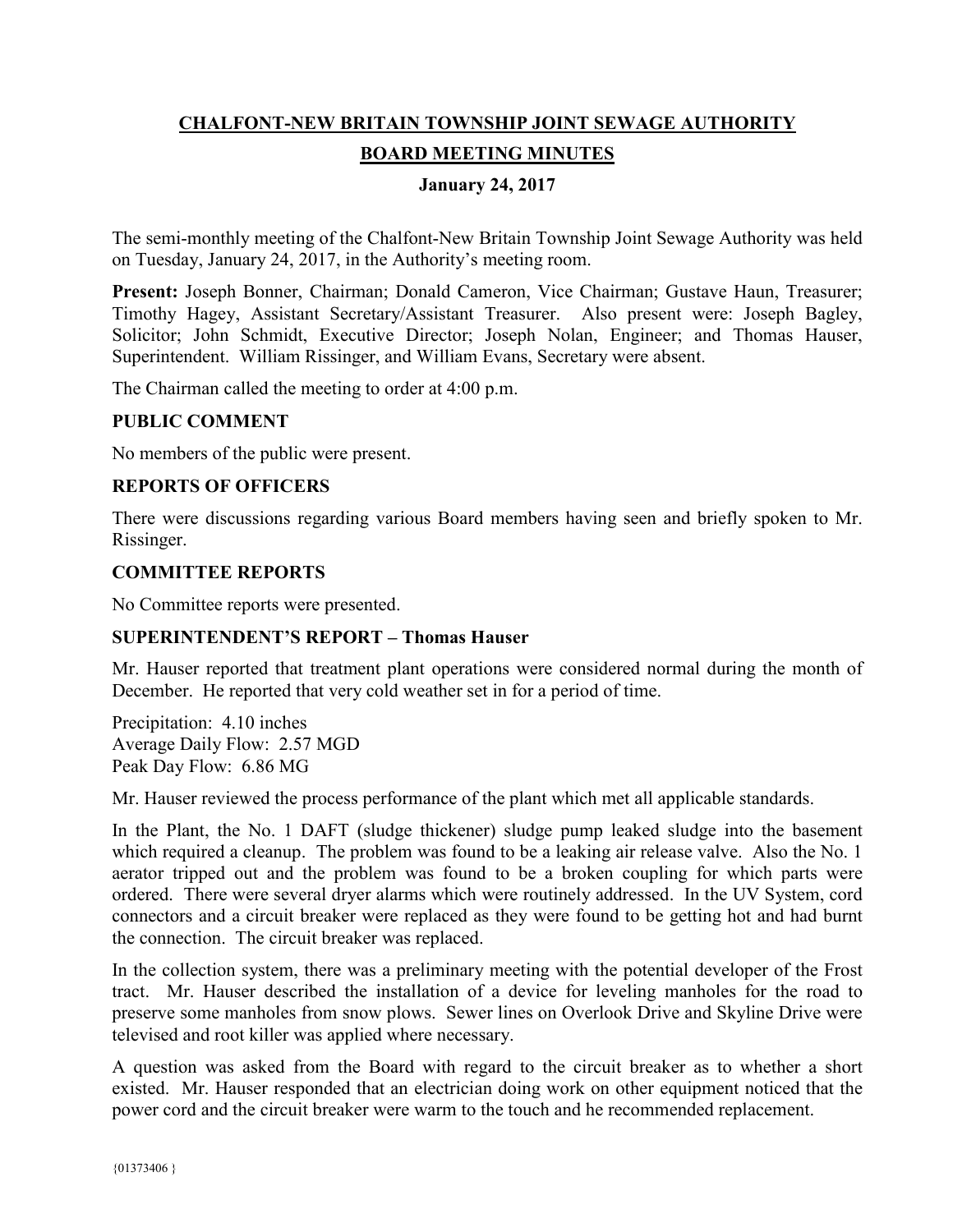# CHALFONT-NEW BRITAIN TOWNSHIP JOINT SEWAGE AUTHORITY

## BOARD MEETING MINUTES

### January 24, 2017

The semi-monthly meeting of the Chalfont-New Britain Township Joint Sewage Authority was held on Tuesday, January 24, 2017, in the Authority's meeting room.

**Present:** Joseph Bonner, Chairman; Donald Cameron, Vice Chairman; Gustave Haun, Treasurer; Timothy Hagey, Assistant Secretary/Assistant Treasurer. Also present were: Joseph Bagley, Solicitor; John Schmidt, Executive Director; Joseph Nolan, Engineer; and Thomas Hauser, Superintendent. William Rissinger, and William Evans, Secretary were absent.

The Chairman called the meeting to order at 4:00 p.m.

**PUBLIC COMMENT**

No members of the public were present.

**REPORTS OF OFFICERS**

There were discussions regarding various Board members having seen and briefly spoken to Mr. Rissinger.

**COMMITTEE REPORTS**

No Committee reports were presented.

**SUPERINTENDENT'S REPORT – Thomas Hauser**

Mr. Hauser reported that treatment plant operations were considered normal during the month of December. He reported that very cold weather set in for a period of time.

Precipitation: 4.10 inches
Average Daily Flow: 2.57 MGD
Peak Day Flow: 6.86 MG

Mr. Hauser reviewed the process performance of the plant which met all applicable standards.

In the Plant, the No. 1 DAFT (sludge thickener) sludge pump leaked sludge into the basement which required a cleanup. The problem was found to be a leaking air release valve. Also the No. 1 aerator tripped out and the problem was found to be a broken coupling for which parts were ordered. There were several dryer alarms which were routinely addressed. In the UV System, cord connectors and a circuit breaker were replaced as they were found to be getting hot and had burnt the connection. The circuit breaker was replaced.

In the collection system, there was a preliminary meeting with the potential developer of the Frost tract. Mr. Hauser described the installation of a device for leveling manholes for the road to preserve some manholes from snow plows. Sewer lines on Overlook Drive and Skyline Drive were televised and root killer was applied where necessary.

A question was asked from the Board with regard to the circuit breaker as to whether a short existed. Mr. Hauser responded that an electrician doing work on other equipment noticed that the power cord and the circuit breaker were warm to the touch and he recommended replacement.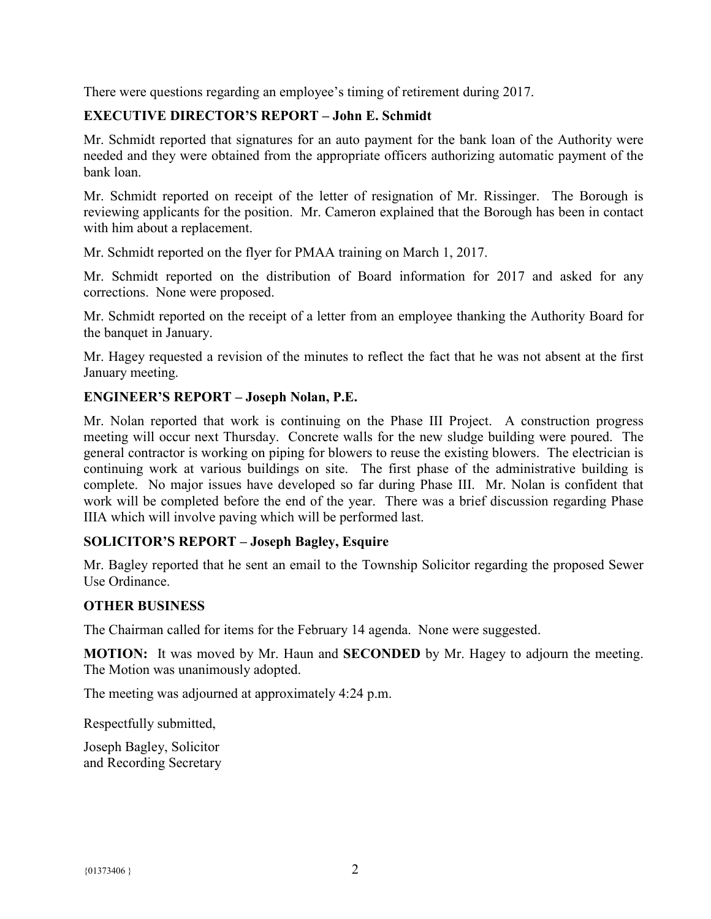There were questions regarding an employee's timing of retirement during 2017.

**EXECUTIVE DIRECTOR'S REPORT – John E. Schmidt**

Mr. Schmidt reported that signatures for an auto payment for the bank loan of the Authority were needed and they were obtained from the appropriate officers authorizing automatic payment of the bank loan.

Mr. Schmidt reported on receipt of the letter of resignation of Mr. Rissinger. The Borough is reviewing applicants for the position. Mr. Cameron explained that the Borough has been in contact with him about a replacement.

Mr. Schmidt reported on the flyer for PMAA training on March 1, 2017.

Mr. Schmidt reported on the distribution of Board information for 2017 and asked for any corrections. None were proposed.

Mr. Schmidt reported on the receipt of a letter from an employee thanking the Authority Board for the banquet in January.

Mr. Hagey requested a revision of the minutes to reflect the fact that he was not absent at the first January meeting.

**ENGINEER'S REPORT – Joseph Nolan, P.E.**

Mr. Nolan reported that work is continuing on the Phase III Project. A construction progress meeting will occur next Thursday. Concrete walls for the new sludge building were poured. The general contractor is working on piping for blowers to reuse the existing blowers. The electrician is continuing work at various buildings on site. The first phase of the administrative building is complete. No major issues have developed so far during Phase III. Mr. Nolan is confident that work will be completed before the end of the year. There was a brief discussion regarding Phase IIIA which will involve paving which will be performed last.

**SOLICITOR'S REPORT – Joseph Bagley, Esquire**

Mr. Bagley reported that he sent an email to the Township Solicitor regarding the proposed Sewer Use Ordinance.

**OTHER BUSINESS**

The Chairman called for items for the February 14 agenda. None were suggested.

**MOTION:** It was moved by Mr. Haun and **SECONDED** by Mr. Hagey to adjourn the meeting. The Motion was unanimously adopted.

The meeting was adjourned at approximately 4:24 p.m.

Respectfully submitted,

Joseph Bagley, Solicitor
and Recording Secretary

{01373406 }